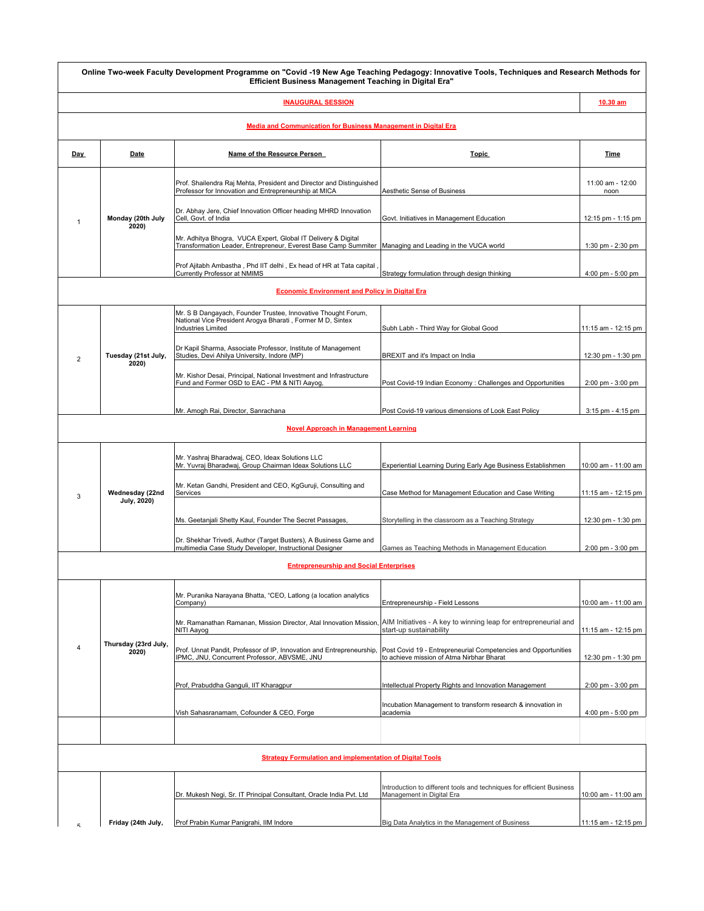**Online Two-week Faculty Development Programme on "Covid -19 New Age Teaching Pedagogy: Innovative Tools, Techniques and Research Methods for Efficient Business Management Teaching in Digital Era"**

| INAUGURAL SESSION | | | | 10.30 am |
|---|---|---|---|---|
| **Media and Communication for Business Management in Digital Era** | | | | |
| **Day** | **Date** | **Name of the Resource Person** | **Topic** | **Time** |
| 1 | Monday (20th July 2020) | Prof. Shailendra Raj Mehta, President and Director and Distinguished Professor for Innovation and Entrepreneurship at MICA | Aesthetic Sense of Business | 11:00 am - 12:00 noon |
| | | Dr. Abhay Jere, Chief Innovation Officer heading MHRD Innovation Cell, Govt. of India | Govt. Initiatives in Management Education | 12:15 pm - 1:15 pm |
| | | Mr. Adhitya Bhogra, VUCA Expert, Global IT Delivery & Digital Transformation Leader, Entrepreneur, Everest Base Camp Summiter | Managing and Leading in the VUCA world | 1:30 pm - 2:30 pm |
| | | Prof Ajitabh Ambastha , Phd IIT delhi , Ex head of HR at Tata capital , Currently Professor at NMIMS | Strategy formulation through design thinking | 4:00 pm - 5:00 pm |
| **Economic Environment and Policy in Digital Era** | | | | |
| 2 | Tuesday (21st July, 2020) | Mr. S B Dangayach, Founder Trustee, Innovative Thought Forum, National Vice President Arogya Bharati , Former M D, Sintex Industries Limited | Subh Labh - Third Way for Global Good | 11:15 am - 12:15 pm |
| | | Dr Kapil Sharma, Associate Professor, Institute of Management Studies, Devi Ahilya University, Indore (MP) | BREXIT and it's Impact on India | 12:30 pm - 1:30 pm |
| | | Mr. Kishor Desai, Principal, National Investment and Infrastructure Fund and Former OSD to EAC - PM & NITI Aayog, | Post Covid-19 Indian Economy : Challenges and Opportunities | 2:00 pm - 3:00 pm |
| | | Mr. Amogh Rai, Director, Sanrachana | Post Covid-19 various dimensions of Look East Policy | 3:15 pm - 4:15 pm |
| **Novel Approach in Management Learning** | | | | |
| 3 | Wednesday (22nd July, 2020) | Mr. Yashraj Bharadwaj, CEO, Ideax Solutions LLC<br>Mr. Yuvraj Bharadwaj, Group Chairman Ideax Solutions LLC | Experiential Learning During Early Age Business Establishmen | 10:00 am - 11:00 am |
| | | Mr. Ketan Gandhi, President and CEO, KgGuruji, Consulting and Services | Case Method for Management Education and Case Writing | 11:15 am - 12:15 pm |
| | | Ms. Geetanjali Shetty Kaul, Founder The Secret Passages, | Storytelling in the classroom as a Teaching Strategy | 12:30 pm - 1:30 pm |
| | | Dr. Shekhar Trivedi, Author (Target Busters), A Business Game and multimedia Case Study Developer, Instructional Designer | Games as Teaching Methods in Management Education | 2:00 pm - 3:00 pm |
| **Entrepreneurship and Social Enterprises** | | | | |
| 4 | Thursday (23rd July, 2020) | Mr. Puranika Narayana Bhatta, "CEO, Latlong (a location analytics Company) | Entrepreneurship - Field Lessons | 10:00 am - 11:00 am |
| | | Mr. Ramanathan Ramanan, Mission Director, Atal Innovation Mission, NITI Aayog | AIM Initiatives - A key to winning leap for entrepreneurial and start-up sustainability | 11:15 am - 12:15 pm |
| | | Prof. Unnat Pandit, Professor of IP, Innovation and Entrepreneurship, IPMC, JNU, Concurrent Professor, ABVSME, JNU | Post Covid 19 - Entrepreneurial Competencies and Opportunities to achieve mission of Atma Nirbhar Bharat | 12:30 pm - 1:30 pm |
| | | Prof, Prabuddha Ganguli, IIT Kharagpur | Intellectual Property Rights and Innovation Management | 2:00 pm - 3:00 pm |
| | | Vish Sahasranamam, Cofounder & CEO, Forge | Incubation Management to transform research & innovation in academia | 4:00 pm - 5:00 pm |
| | | | | |
| **Strategy Formulation and implementation of Digital Tools** | | | | |
| 5 | Friday (24th July, | Dr. Mukesh Negi, Sr. IT Principal Consultant, Oracle India Pvt. Ltd | Introduction to different tools and techniques for efficient Business Management in Digital Era | 10:00 am - 11:00 am |
| | | Prof Prabin Kumar Panigrahi, IIM Indore | Big Data Analytics in the Management of Business | 11:15 am - 12:15 pm |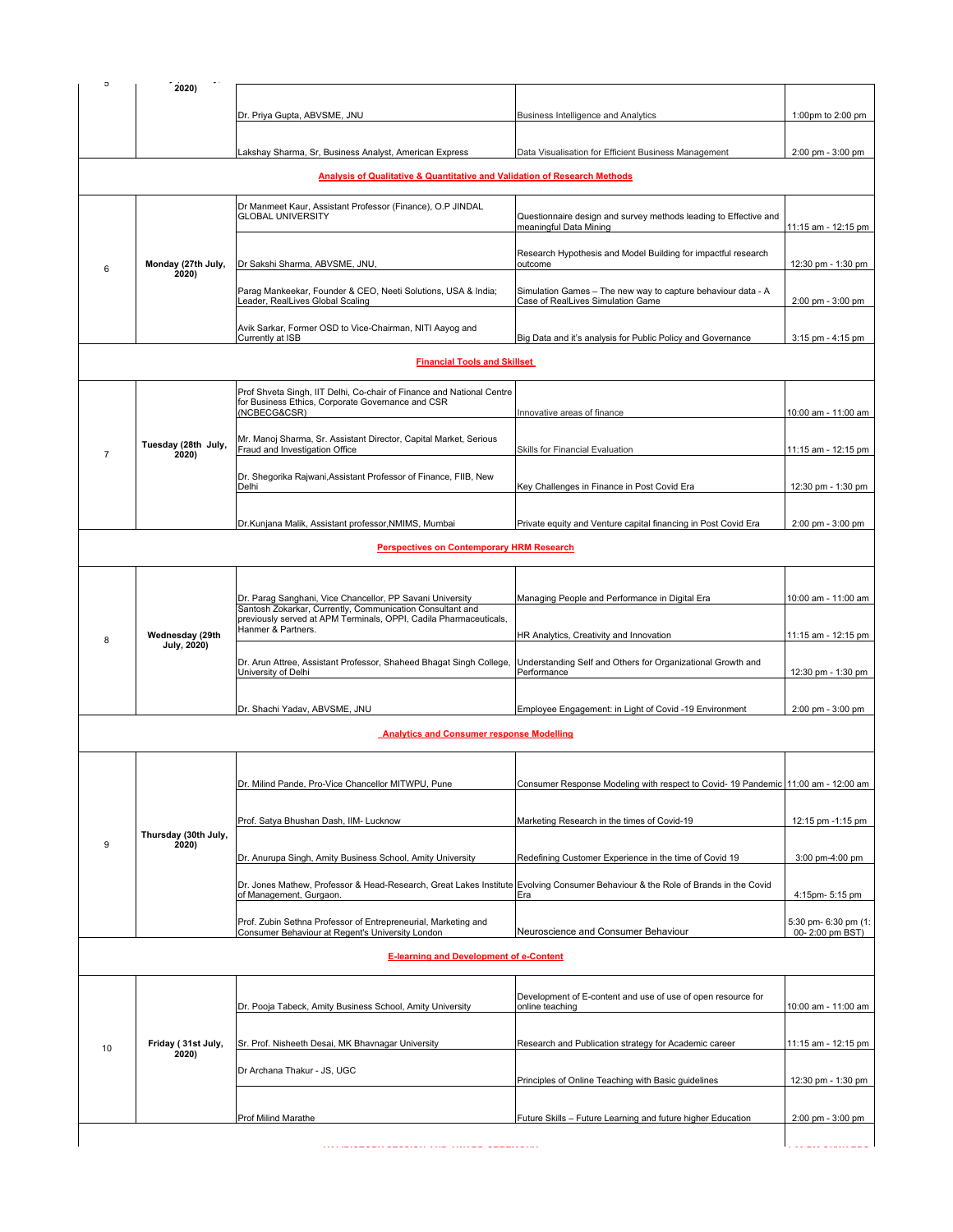| | | | | |
|---|---|---|---|---|
| 5 | 2020) | Dr. Priya Gupta, ABVSME, JNU | Business Intelligence and Analytics | 1:00pm to 2:00 pm |
| | | Lakshay Sharma, Sr, Business Analyst, American Express | Data Visualisation for Efficient Business Management | 2:00 pm - 3:00 pm |
| | | **Analysis of Qualitative & Quantitative and Validation of Research Methods** | | |
| 6 | Monday (27th July, 2020) | Dr Manmeet Kaur, Assistant Professor (Finance), O.P JINDAL GLOBAL UNIVERSITY | Questionnaire design and survey methods leading to Effective and meaningful Data Mining | 11:15 am - 12:15 pm |
| | | Dr Sakshi Sharma, ABVSME, JNU, | Research Hypothesis and Model Building for impactful research outcome | 12:30 pm - 1:30 pm |
| | | Parag Mankeekar, Founder & CEO, Neeti Solutions, USA & India; Leader, RealLives Global Scaling | Simulation Games – The new way to capture behaviour data - A Case of RealLives Simulation Game | 2:00 pm - 3:00 pm |
| | | Avik Sarkar, Former OSD to Vice-Chairman, NITI Aayog and Currently at ISB | Big Data and it's analysis for Public Policy and Governance | 3:15 pm - 4:15 pm |
| | | **Financial Tools and Skillset** | | |
| 7 | Tuesday (28th July, 2020) | Prof Shveta Singh, IIT Delhi, Co-chair of Finance and National Centre for Business Ethics, Corporate Governance and CSR (NCBECG&CSR) | Innovative areas of finance | 10:00 am - 11:00 am |
| | | Mr. Manoj Sharma, Sr. Assistant Director, Capital Market, Serious Fraud and Investigation Office | Skills for Financial Evaluation | 11:15 am - 12:15 pm |
| | | Dr. Shegorika Rajwani,Assistant Professor of Finance, FIIB, New Delhi | Key Challenges in Finance in Post Covid Era | 12:30 pm - 1:30 pm |
| | | Dr.Kunjana Malik, Assistant professor,NMIMS, Mumbai | Private equity and Venture capital financing in Post Covid Era | 2:00 pm - 3:00 pm |
| | | **Perspectives on Contemporary HRM Research** | | |
| 8 | Wednesday (29th July, 2020) | Dr. Parag Sanghani, Vice Chancellor, PP Savani University | Managing People and Performance in Digital Era | 10:00 am - 11:00 am |
| | | Santosh Zokarkar, Currently, Communication Consultant and previously served at APM Terminals, OPPI, Cadila Pharmaceuticals, Hanmer & Partners. | HR Analytics, Creativity and Innovation | 11:15 am - 12:15 pm |
| | | Dr. Arun Attree, Assistant Professor, Shaheed Bhagat Singh College, University of Delhi | Understanding Self and Others for Organizational Growth and Performance | 12:30 pm - 1:30 pm |
| | | Dr. Shachi Yadav, ABVSME, JNU | Employee Engagement: in Light of Covid -19 Environment | 2:00 pm - 3:00 pm |
| | | **Analytics and Consumer response Modelling** | | |
| 9 | Thursday (30th July, 2020) | Dr. Milind Pande, Pro-Vice Chancellor MITWPU, Pune | Consumer Response Modeling with respect to Covid- 19 Pandemic | 11:00 am - 12:00 am |
| | | Prof. Satya Bhushan Dash, IIM- Lucknow | Marketing Research in the times of Covid-19 | 12:15 pm -1:15 pm |
| | | Dr. Anurupa Singh, Amity Business School, Amity University | Redefining Customer Experience in the time of Covid 19 | 3:00 pm-4:00 pm |
| | | Dr. Jones Mathew, Professor & Head-Research, Great Lakes Institute of Management, Gurgaon. | Evolving Consumer Behaviour & the Role of Brands in the Covid Era | 4:15pm- 5:15 pm |
| | | Prof. Zubin Sethna Professor of Entrepreneurial, Marketing and Consumer Behaviour at Regent's University London | Neuroscience and Consumer Behaviour | 5:30 pm- 6:30 pm (1: 00- 2:00 pm BST) |
| | | **E-learning and Development of e-Content** | | |
| 10 | Friday ( 31st July, 2020) | Dr. Pooja Tabeck, Amity Business School, Amity University | Development of E-content and use of use of open resource for online teaching | 10:00 am - 11:00 am |
| | | Sr. Prof. Nisheeth Desai, MK Bhavnagar University | Research and Publication strategy for Academic career | 11:15 am - 12:15 pm |
| | | Dr Archana Thakur - JS, UGC | Principles of Online Teaching with Basic guidelines | 12:30 pm - 1:30 pm |
| | | Prof Milind Marathe | Future Skills – Future Learning and future higher Education | 2:00 pm - 3:00 pm |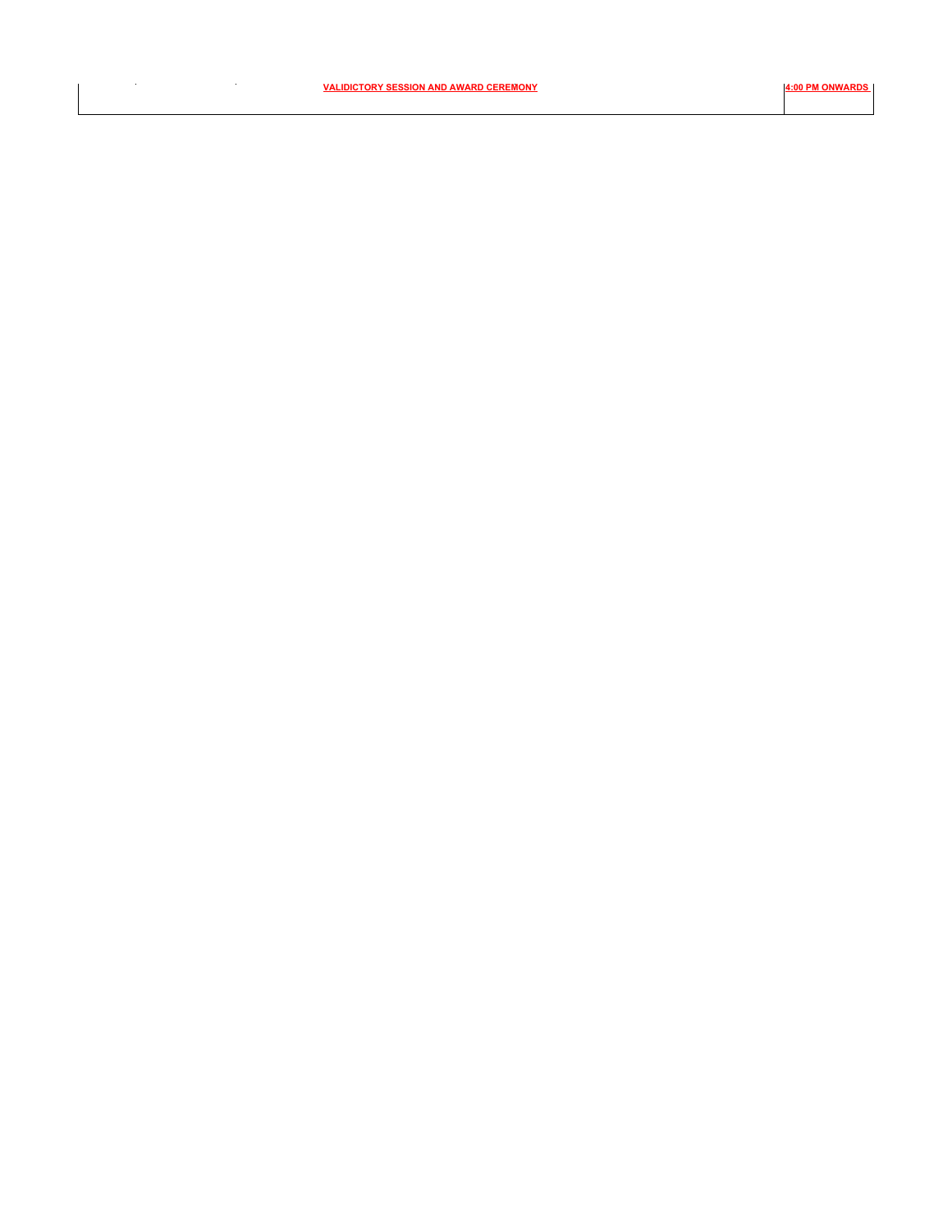| | | | |
|---|---|---|---|
| | | **VALIDICTORY SESSION AND AWARD CEREMONY** | **4:00 PM ONWARDS** |